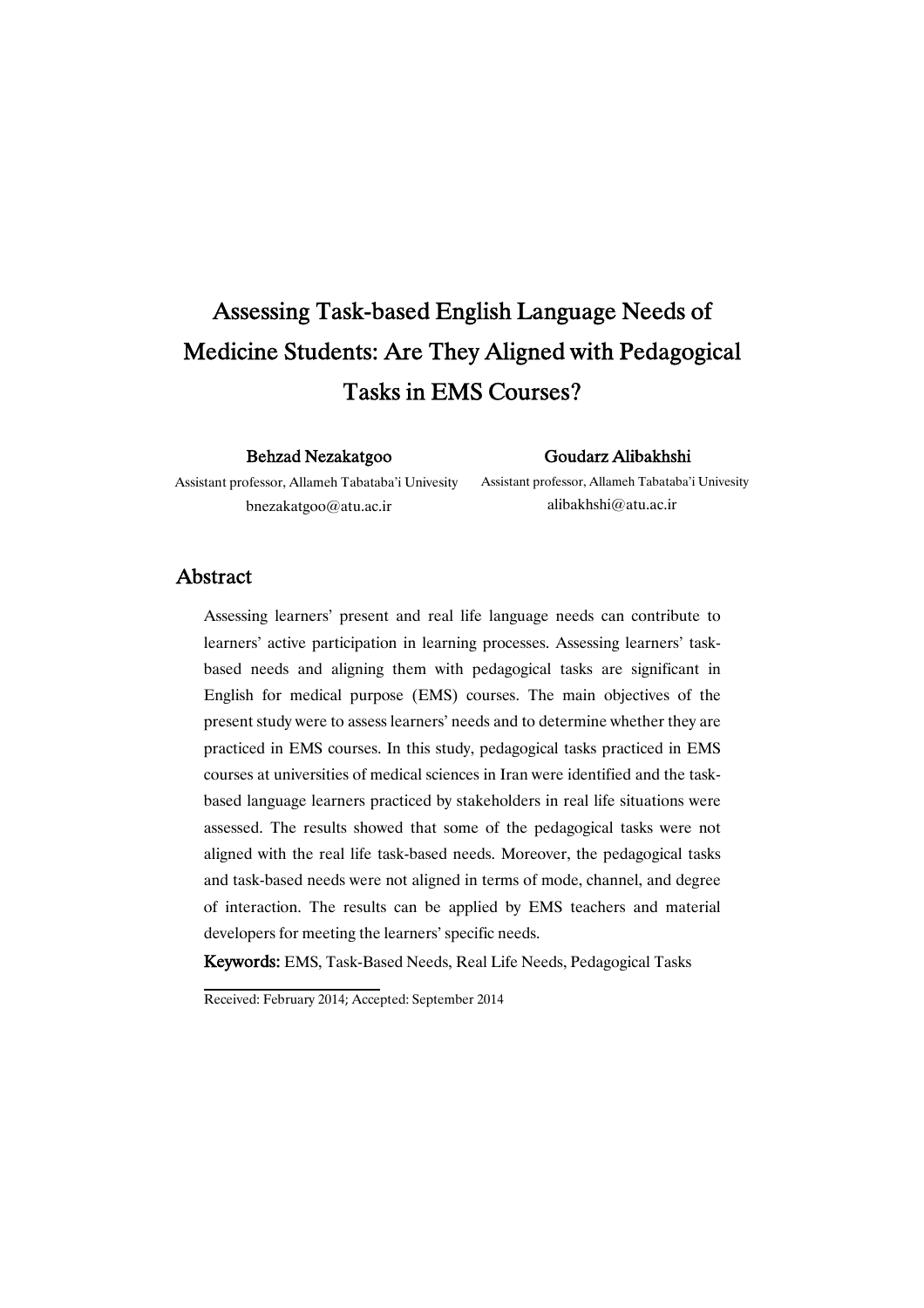# Assessing Task-based English Language Needs of Medicine Students: Are They Aligned with Pedagogical Tasks in EMS Courses?

**Behzad Nezakatgoo**
Assistant professor, Allameh Tabataba'i Univesity
bnezakatgoo@atu.ac.ir

**Goudarz Alibakhshi**
Assistant professor, Allameh Tabataba'i Univesity
alibakhshi@atu.ac.ir

## Abstract

Assessing learners' present and real life language needs can contribute to learners' active participation in learning processes. Assessing learners' task-based needs and aligning them with pedagogical tasks are significant in English for medical purpose (EMS) courses. The main objectives of the present study were to assess learners' needs and to determine whether they are practiced in EMS courses. In this study, pedagogical tasks practiced in EMS courses at universities of medical sciences in Iran were identified and the task-based language learners practiced by stakeholders in real life situations were assessed. The results showed that some of the pedagogical tasks were not aligned with the real life task-based needs. Moreover, the pedagogical tasks and task-based needs were not aligned in terms of mode, channel, and degree of interaction. The results can be applied by EMS teachers and material developers for meeting the learners' specific needs.

**Keywords:** EMS, Task-Based Needs, Real Life Needs, Pedagogical Tasks

Received: February 2014; Accepted: September 2014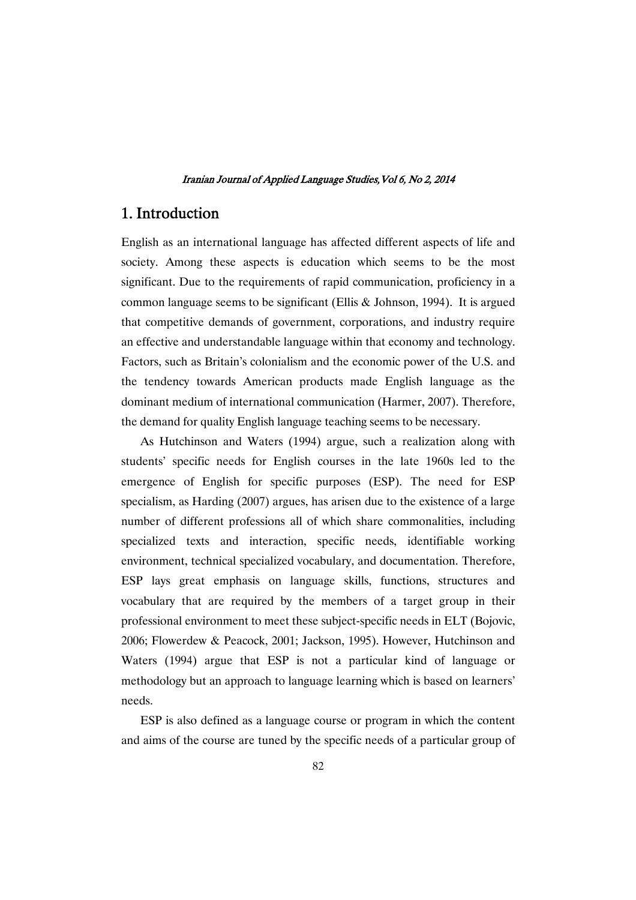## 1. Introduction

English as an international language has affected different aspects of life and society. Among these aspects is education which seems to be the most significant. Due to the requirements of rapid communication, proficiency in a common language seems to be significant (Ellis & Johnson, 1994). It is argued that competitive demands of government, corporations, and industry require an effective and understandable language within that economy and technology. Factors, such as Britain's colonialism and the economic power of the U.S. and the tendency towards American products made English language as the dominant medium of international communication (Harmer, 2007). Therefore, the demand for quality English language teaching seems to be necessary.

As Hutchinson and Waters (1994) argue, such a realization along with students' specific needs for English courses in the late 1960s led to the emergence of English for specific purposes (ESP). The need for ESP specialism, as Harding (2007) argues, has arisen due to the existence of a large number of different professions all of which share commonalities, including specialized texts and interaction, specific needs, identifiable working environment, technical specialized vocabulary, and documentation. Therefore, ESP lays great emphasis on language skills, functions, structures and vocabulary that are required by the members of a target group in their professional environment to meet these subject-specific needs in ELT (Bojovic, 2006; Flowerdew & Peacock, 2001; Jackson, 1995). However, Hutchinson and Waters (1994) argue that ESP is not a particular kind of language or methodology but an approach to language learning which is based on learners' needs.

ESP is also defined as a language course or program in which the content and aims of the course are tuned by the specific needs of a particular group of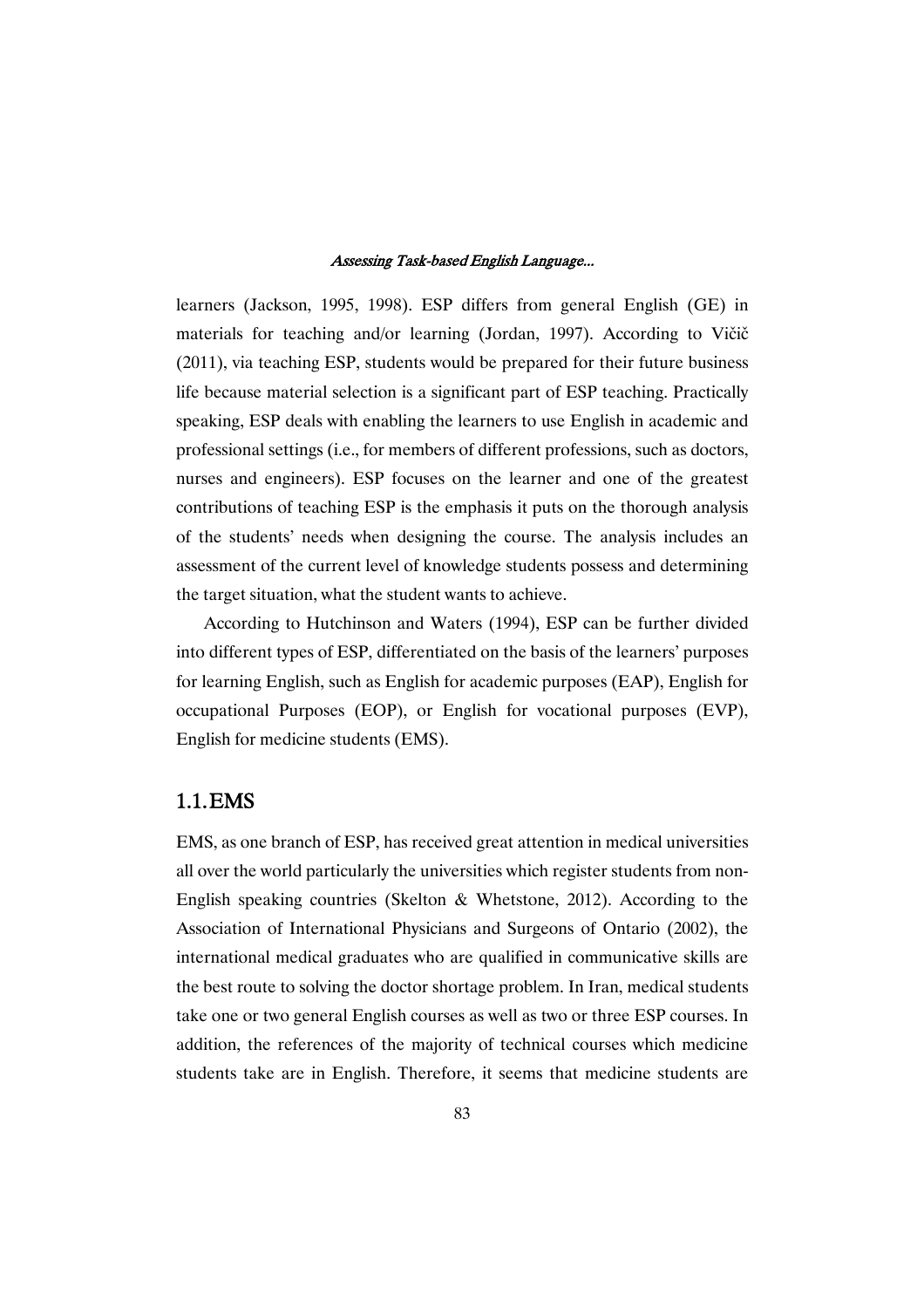learners (Jackson, 1995, 1998). ESP differs from general English (GE) in materials for teaching and/or learning (Jordan, 1997). According to Vičič (2011), via teaching ESP, students would be prepared for their future business life because material selection is a significant part of ESP teaching. Practically speaking, ESP deals with enabling the learners to use English in academic and professional settings (i.e., for members of different professions, such as doctors, nurses and engineers). ESP focuses on the learner and one of the greatest contributions of teaching ESP is the emphasis it puts on the thorough analysis of the students' needs when designing the course. The analysis includes an assessment of the current level of knowledge students possess and determining the target situation, what the student wants to achieve.

According to Hutchinson and Waters (1994), ESP can be further divided into different types of ESP, differentiated on the basis of the learners' purposes for learning English, such as English for academic purposes (EAP), English for occupational Purposes (EOP), or English for vocational purposes (EVP), English for medicine students (EMS).

## 1.1. EMS

EMS, as one branch of ESP, has received great attention in medical universities all over the world particularly the universities which register students from non-English speaking countries (Skelton & Whetstone, 2012). According to the Association of International Physicians and Surgeons of Ontario (2002), the international medical graduates who are qualified in communicative skills are the best route to solving the doctor shortage problem. In Iran, medical students take one or two general English courses as well as two or three ESP courses. In addition, the references of the majority of technical courses which medicine students take are in English. Therefore, it seems that medicine students are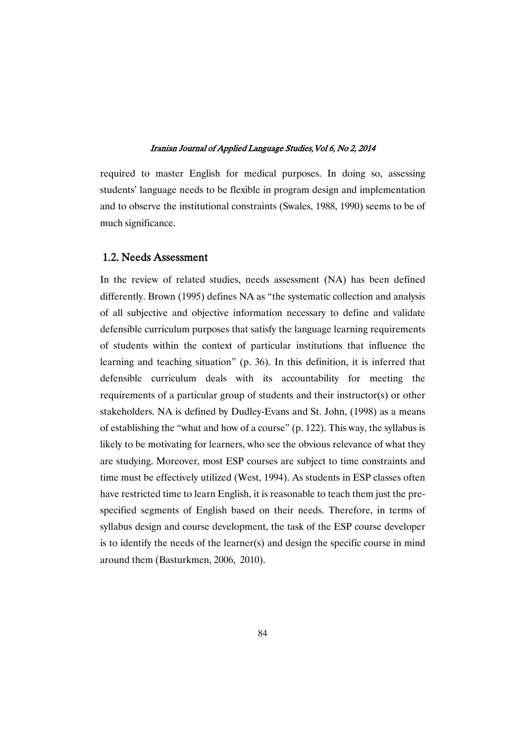required to master English for medical purposes. In doing so, assessing students' language needs to be flexible in program design and implementation and to observe the institutional constraints (Swales, 1988, 1990) seems to be of much significance.

## 1.2. Needs Assessment

In the review of related studies, needs assessment (NA) has been defined differently. Brown (1995) defines NA as "the systematic collection and analysis of all subjective and objective information necessary to define and validate defensible curriculum purposes that satisfy the language learning requirements of students within the context of particular institutions that influence the learning and teaching situation" (p. 36). In this definition, it is inferred that defensible curriculum deals with its accountability for meeting the requirements of a particular group of students and their instructor(s) or other stakeholders. NA is defined by Dudley-Evans and St. John, (1998) as a means of establishing the "what and how of a course" (p. 122). This way, the syllabus is likely to be motivating for learners, who see the obvious relevance of what they are studying. Moreover, most ESP courses are subject to time constraints and time must be effectively utilized (West, 1994). As students in ESP classes often have restricted time to learn English, it is reasonable to teach them just the pre-specified segments of English based on their needs. Therefore, in terms of syllabus design and course development, the task of the ESP course developer is to identify the needs of the learner(s) and design the specific course in mind around them (Basturkmen, 2006, 2010).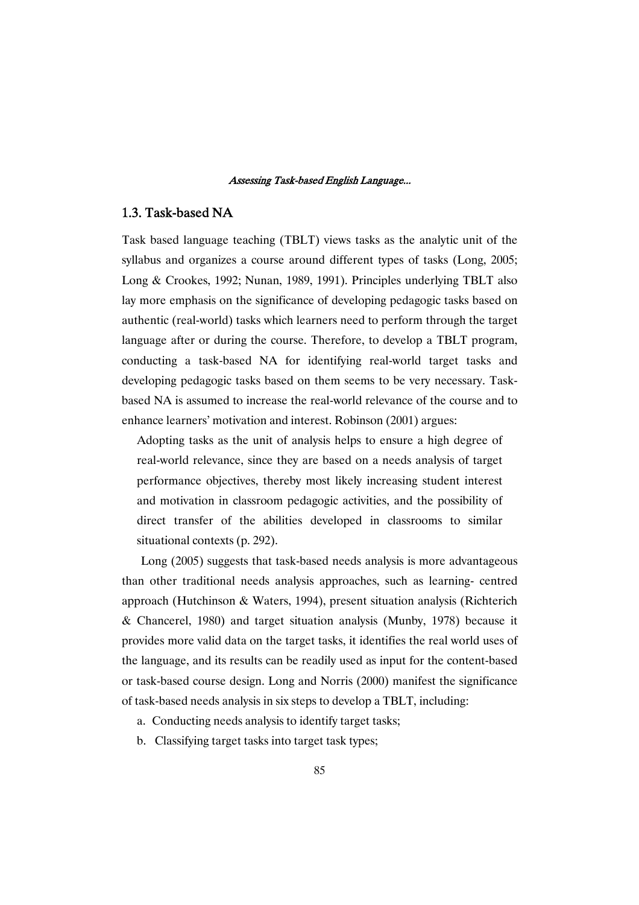## 1.3. Task-based NA

Task based language teaching (TBLT) views tasks as the analytic unit of the syllabus and organizes a course around different types of tasks (Long, 2005; Long & Crookes, 1992; Nunan, 1989, 1991). Principles underlying TBLT also lay more emphasis on the significance of developing pedagogic tasks based on authentic (real-world) tasks which learners need to perform through the target language after or during the course. Therefore, to develop a TBLT program, conducting a task-based NA for identifying real-world target tasks and developing pedagogic tasks based on them seems to be very necessary. Task-based NA is assumed to increase the real-world relevance of the course and to enhance learners' motivation and interest. Robinson (2001) argues:

> Adopting tasks as the unit of analysis helps to ensure a high degree of real-world relevance, since they are based on a needs analysis of target performance objectives, thereby most likely increasing student interest and motivation in classroom pedagogic activities, and the possibility of direct transfer of the abilities developed in classrooms to similar situational contexts (p. 292).

Long (2005) suggests that task-based needs analysis is more advantageous than other traditional needs analysis approaches, such as learning- centred approach (Hutchinson & Waters, 1994), present situation analysis (Richterich & Chancerel, 1980) and target situation analysis (Munby, 1978) because it provides more valid data on the target tasks, it identifies the real world uses of the language, and its results can be readily used as input for the content-based or task-based course design. Long and Norris (2000) manifest the significance of task-based needs analysis in six steps to develop a TBLT, including:

a. Conducting needs analysis to identify target tasks;
b. Classifying target tasks into target task types;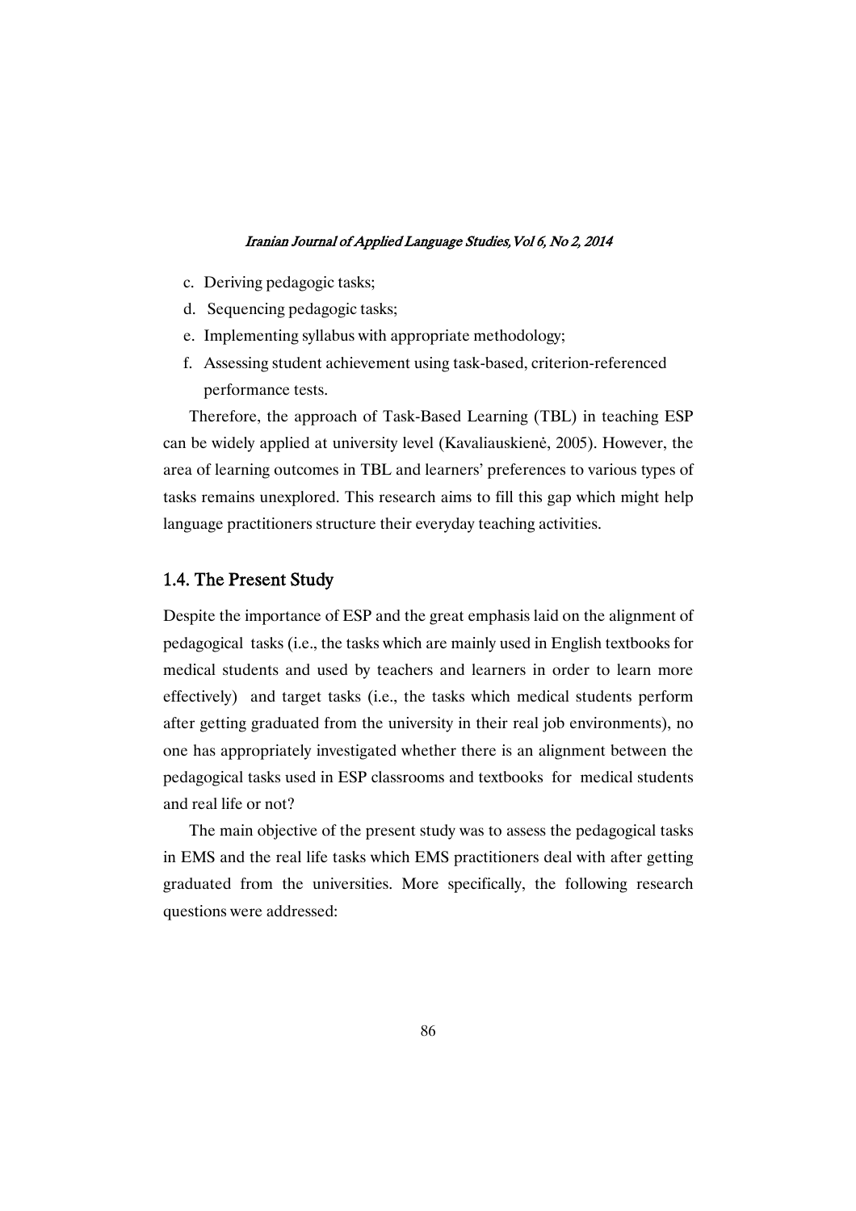c. Deriving pedagogic tasks;
d. Sequencing pedagogic tasks;
e. Implementing syllabus with appropriate methodology;
f. Assessing student achievement using task-based, criterion-referenced performance tests.

Therefore, the approach of Task-Based Learning (TBL) in teaching ESP can be widely applied at university level (Kavaliauskienė, 2005). However, the area of learning outcomes in TBL and learners' preferences to various types of tasks remains unexplored. This research aims to fill this gap which might help language practitioners structure their everyday teaching activities.

## 1.4. The Present Study

Despite the importance of ESP and the great emphasis laid on the alignment of pedagogical tasks (i.e., the tasks which are mainly used in English textbooks for medical students and used by teachers and learners in order to learn more effectively) and target tasks (i.e., the tasks which medical students perform after getting graduated from the university in their real job environments), no one has appropriately investigated whether there is an alignment between the pedagogical tasks used in ESP classrooms and textbooks for medical students and real life or not?

The main objective of the present study was to assess the pedagogical tasks in EMS and the real life tasks which EMS practitioners deal with after getting graduated from the universities. More specifically, the following research questions were addressed: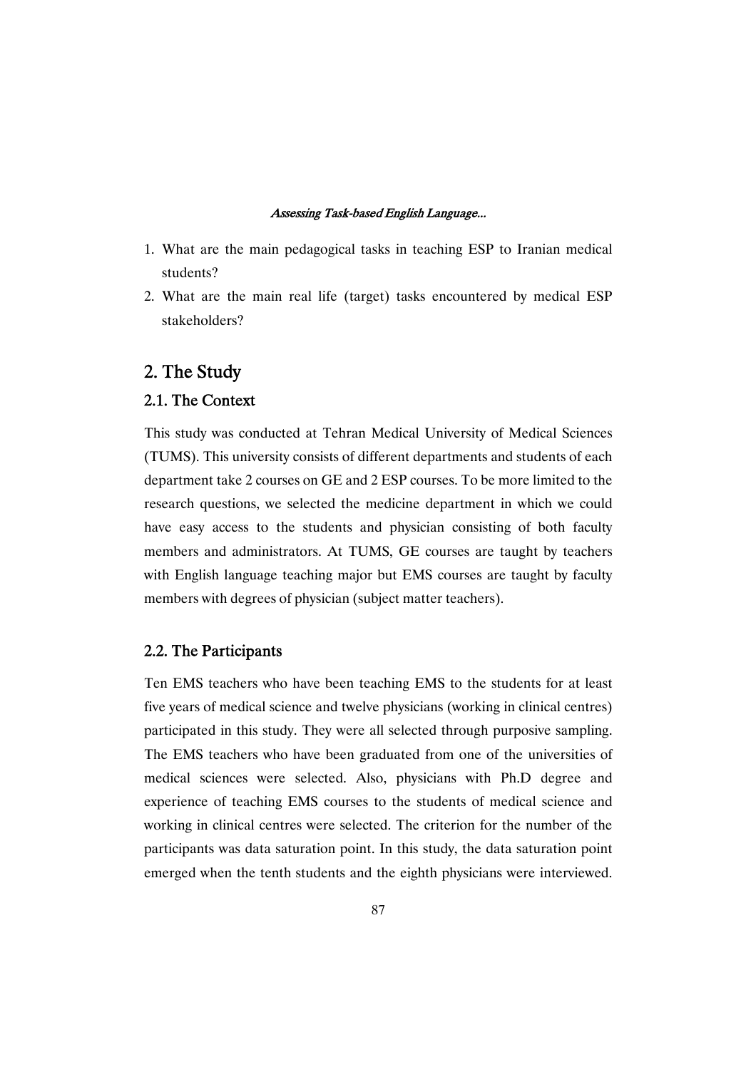1. What are the main pedagogical tasks in teaching ESP to Iranian medical students?
2. What are the main real life (target) tasks encountered by medical ESP stakeholders?

## 2. The Study

### 2.1. The Context

This study was conducted at Tehran Medical University of Medical Sciences (TUMS). This university consists of different departments and students of each department take 2 courses on GE and 2 ESP courses. To be more limited to the research questions, we selected the medicine department in which we could have easy access to the students and physician consisting of both faculty members and administrators. At TUMS, GE courses are taught by teachers with English language teaching major but EMS courses are taught by faculty members with degrees of physician (subject matter teachers).

### 2.2. The Participants

Ten EMS teachers who have been teaching EMS to the students for at least five years of medical science and twelve physicians (working in clinical centres) participated in this study. They were all selected through purposive sampling. The EMS teachers who have been graduated from one of the universities of medical sciences were selected. Also, physicians with Ph.D degree and experience of teaching EMS courses to the students of medical science and working in clinical centres were selected. The criterion for the number of the participants was data saturation point. In this study, the data saturation point emerged when the tenth students and the eighth physicians were interviewed.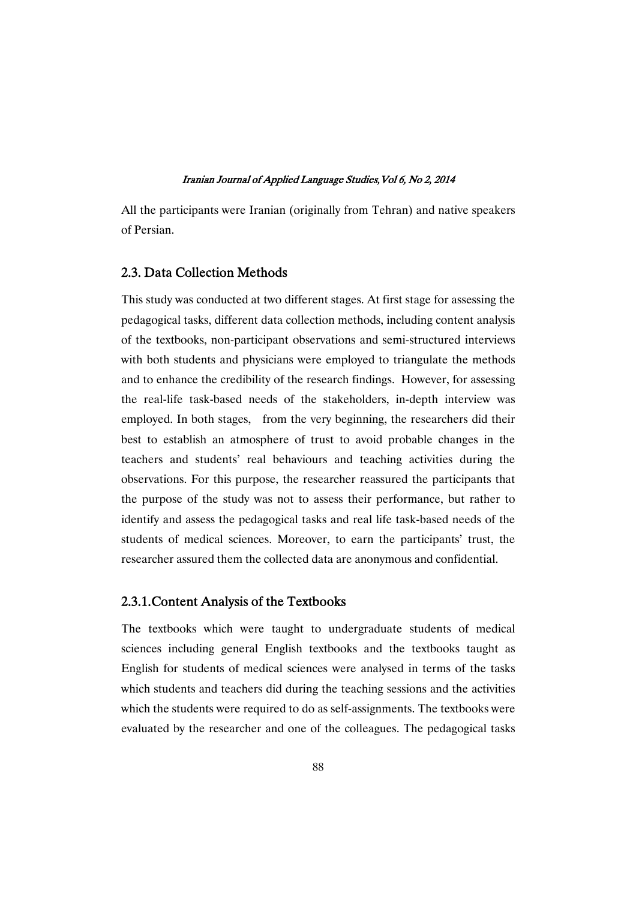All the participants were Iranian (originally from Tehran) and native speakers of Persian.

### 2.3. Data Collection Methods

This study was conducted at two different stages. At first stage for assessing the pedagogical tasks, different data collection methods, including content analysis of the textbooks, non-participant observations and semi-structured interviews with both students and physicians were employed to triangulate the methods and to enhance the credibility of the research findings. However, for assessing the real-life task-based needs of the stakeholders, in-depth interview was employed. In both stages, from the very beginning, the researchers did their best to establish an atmosphere of trust to avoid probable changes in the teachers and students' real behaviours and teaching activities during the observations. For this purpose, the researcher reassured the participants that the purpose of the study was not to assess their performance, but rather to identify and assess the pedagogical tasks and real life task-based needs of the students of medical sciences. Moreover, to earn the participants' trust, the researcher assured them the collected data are anonymous and confidential.

#### 2.3.1.Content Analysis of the Textbooks

The textbooks which were taught to undergraduate students of medical sciences including general English textbooks and the textbooks taught as English for students of medical sciences were analysed in terms of the tasks which students and teachers did during the teaching sessions and the activities which the students were required to do as self-assignments. The textbooks were evaluated by the researcher and one of the colleagues. The pedagogical tasks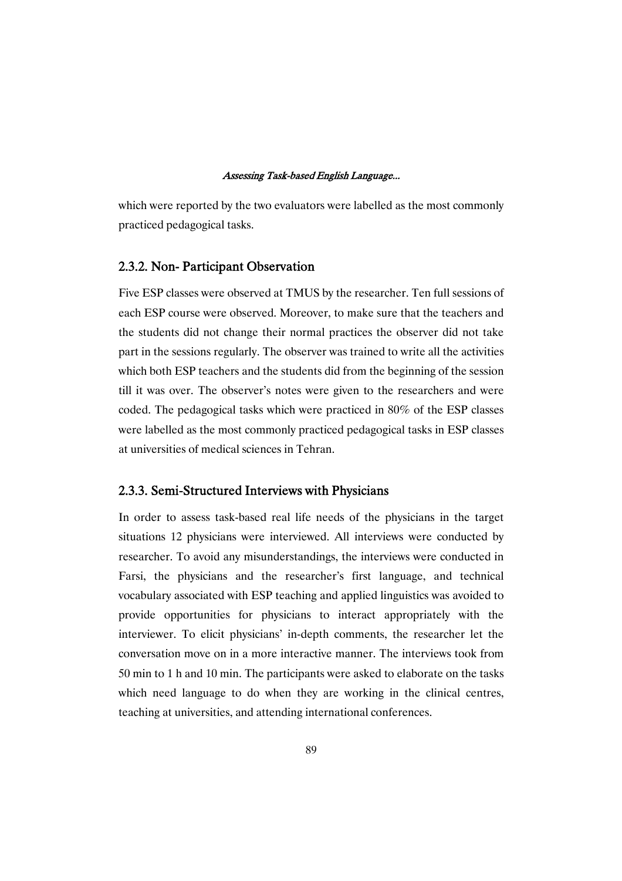which were reported by the two evaluators were labelled as the most commonly practiced pedagogical tasks.

### 2.3.2. Non- Participant Observation

Five ESP classes were observed at TMUS by the researcher. Ten full sessions of each ESP course were observed. Moreover, to make sure that the teachers and the students did not change their normal practices the observer did not take part in the sessions regularly. The observer was trained to write all the activities which both ESP teachers and the students did from the beginning of the session till it was over. The observer's notes were given to the researchers and were coded. The pedagogical tasks which were practiced in 80% of the ESP classes were labelled as the most commonly practiced pedagogical tasks in ESP classes at universities of medical sciences in Tehran.

### 2.3.3. Semi-Structured Interviews with Physicians

In order to assess task-based real life needs of the physicians in the target situations 12 physicians were interviewed. All interviews were conducted by researcher. To avoid any misunderstandings, the interviews were conducted in Farsi, the physicians and the researcher's first language, and technical vocabulary associated with ESP teaching and applied linguistics was avoided to provide opportunities for physicians to interact appropriately with the interviewer. To elicit physicians' in-depth comments, the researcher let the conversation move on in a more interactive manner. The interviews took from 50 min to 1 h and 10 min. The participants were asked to elaborate on the tasks which need language to do when they are working in the clinical centres, teaching at universities, and attending international conferences.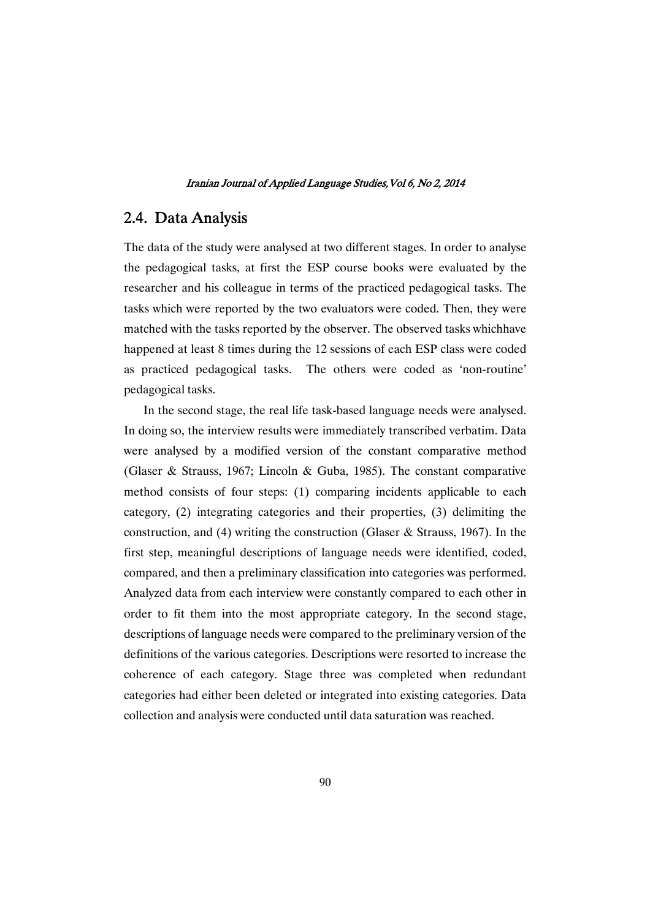## 2.4. Data Analysis

The data of the study were analysed at two different stages. In order to analyse the pedagogical tasks, at first the ESP course books were evaluated by the researcher and his colleague in terms of the practiced pedagogical tasks. The tasks which were reported by the two evaluators were coded. Then, they were matched with the tasks reported by the observer. The observed tasks whichhave happened at least 8 times during the 12 sessions of each ESP class were coded as practiced pedagogical tasks. The others were coded as 'non-routine' pedagogical tasks.

In the second stage, the real life task-based language needs were analysed. In doing so, the interview results were immediately transcribed verbatim. Data were analysed by a modified version of the constant comparative method (Glaser & Strauss, 1967; Lincoln & Guba, 1985). The constant comparative method consists of four steps: (1) comparing incidents applicable to each category, (2) integrating categories and their properties, (3) delimiting the construction, and (4) writing the construction (Glaser & Strauss, 1967). In the first step, meaningful descriptions of language needs were identified, coded, compared, and then a preliminary classification into categories was performed. Analyzed data from each interview were constantly compared to each other in order to fit them into the most appropriate category. In the second stage, descriptions of language needs were compared to the preliminary version of the definitions of the various categories. Descriptions were resorted to increase the coherence of each category. Stage three was completed when redundant categories had either been deleted or integrated into existing categories. Data collection and analysis were conducted until data saturation was reached.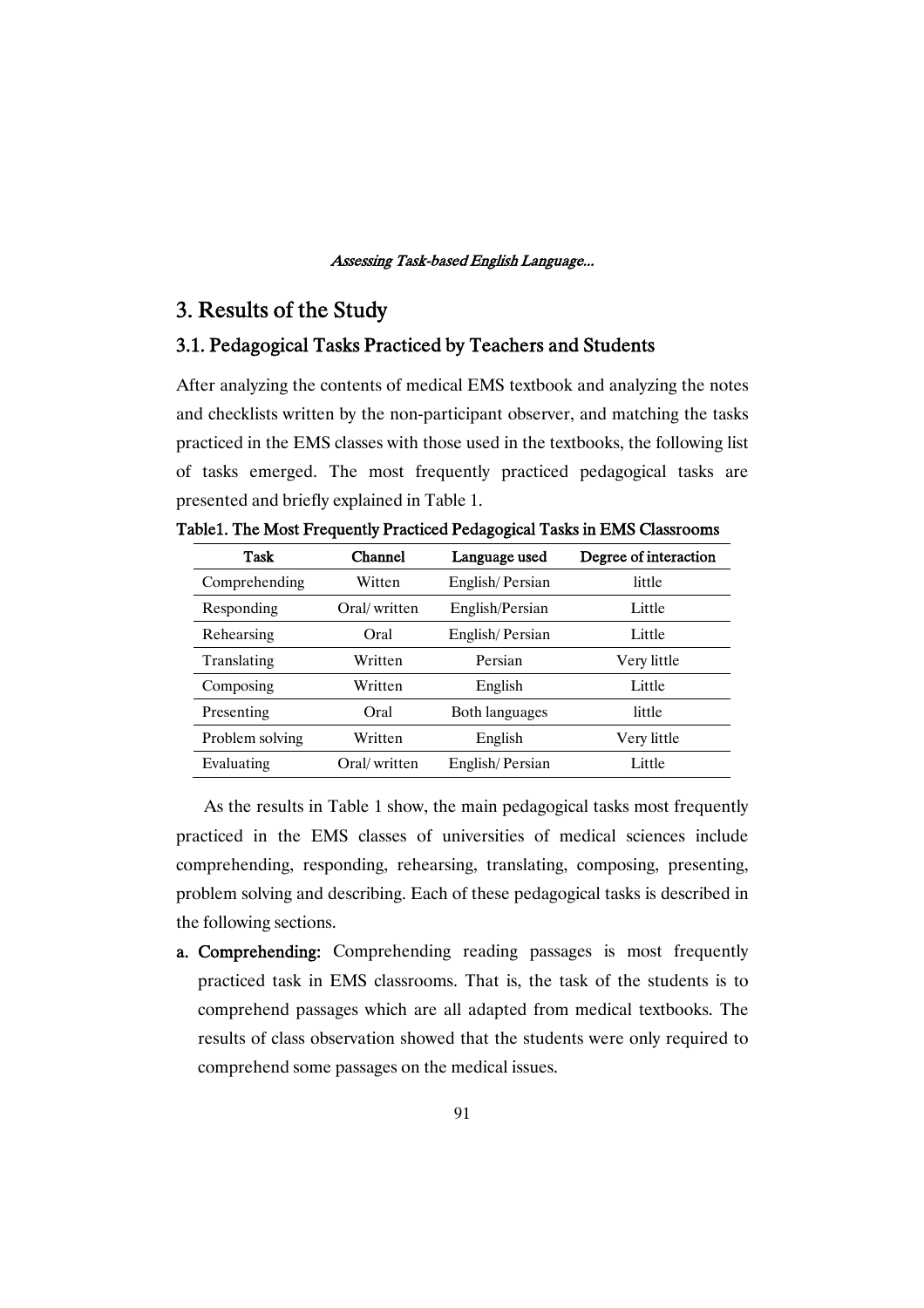## 3. Results of the Study

### 3.1. Pedagogical Tasks Practiced by Teachers and Students

After analyzing the contents of medical EMS textbook and analyzing the notes and checklists written by the non-participant observer, and matching the tasks practiced in the EMS classes with those used in the textbooks, the following list of tasks emerged. The most frequently practiced pedagogical tasks are presented and briefly explained in Table 1.

**Table1. The Most Frequently Practiced Pedagogical Tasks in EMS Classrooms**

| Task | Channel | Language used | Degree of interaction |
|---|---|---|---|
| Comprehending | Witten | English/ Persian | little |
| Responding | Oral/ written | English/Persian | Little |
| Rehearsing | Oral | English/ Persian | Little |
| Translating | Written | Persian | Very little |
| Composing | Written | English | Little |
| Presenting | Oral | Both languages | little |
| Problem solving | Written | English | Very little |
| Evaluating | Oral/ written | English/ Persian | Little |

As the results in Table 1 show, the main pedagogical tasks most frequently practiced in the EMS classes of universities of medical sciences include comprehending, responding, rehearsing, translating, composing, presenting, problem solving and describing. Each of these pedagogical tasks is described in the following sections.

a. **Comprehending:** Comprehending reading passages is most frequently practiced task in EMS classrooms. That is, the task of the students is to comprehend passages which are all adapted from medical textbooks. The results of class observation showed that the students were only required to comprehend some passages on the medical issues.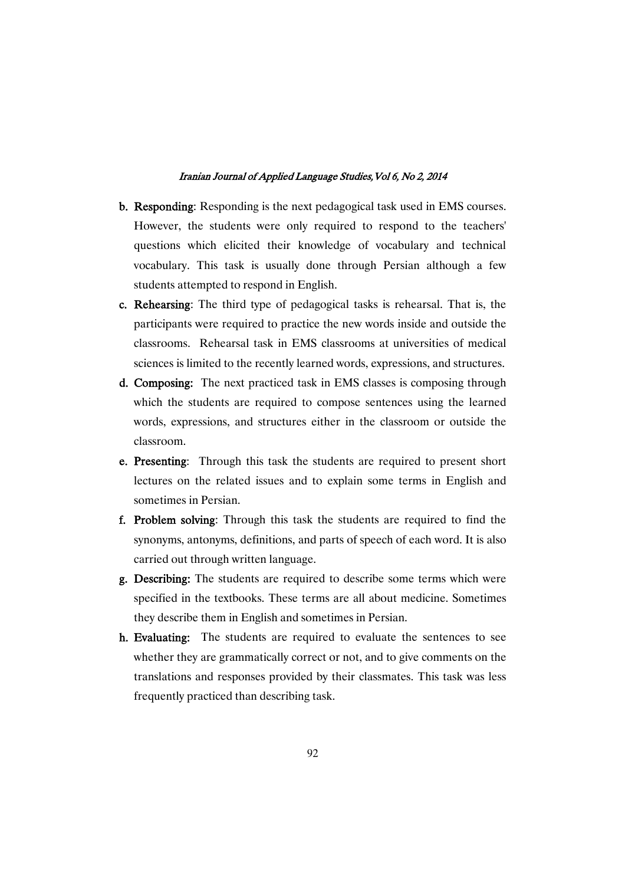**b. Responding**: Responding is the next pedagogical task used in EMS courses. However, the students were only required to respond to the teachers' questions which elicited their knowledge of vocabulary and technical vocabulary. This task is usually done through Persian although a few students attempted to respond in English.

**c. Rehearsing**: The third type of pedagogical tasks is rehearsal. That is, the participants were required to practice the new words inside and outside the classrooms. Rehearsal task in EMS classrooms at universities of medical sciences is limited to the recently learned words, expressions, and structures.

**d. Composing:** The next practiced task in EMS classes is composing through which the students are required to compose sentences using the learned words, expressions, and structures either in the classroom or outside the classroom.

**e. Presenting**: Through this task the students are required to present short lectures on the related issues and to explain some terms in English and sometimes in Persian.

**f. Problem solving**: Through this task the students are required to find the synonyms, antonyms, definitions, and parts of speech of each word. It is also carried out through written language.

**g. Describing:** The students are required to describe some terms which were specified in the textbooks. These terms are all about medicine. Sometimes they describe them in English and sometimes in Persian.

**h. Evaluating:** The students are required to evaluate the sentences to see whether they are grammatically correct or not, and to give comments on the translations and responses provided by their classmates. This task was less frequently practiced than describing task.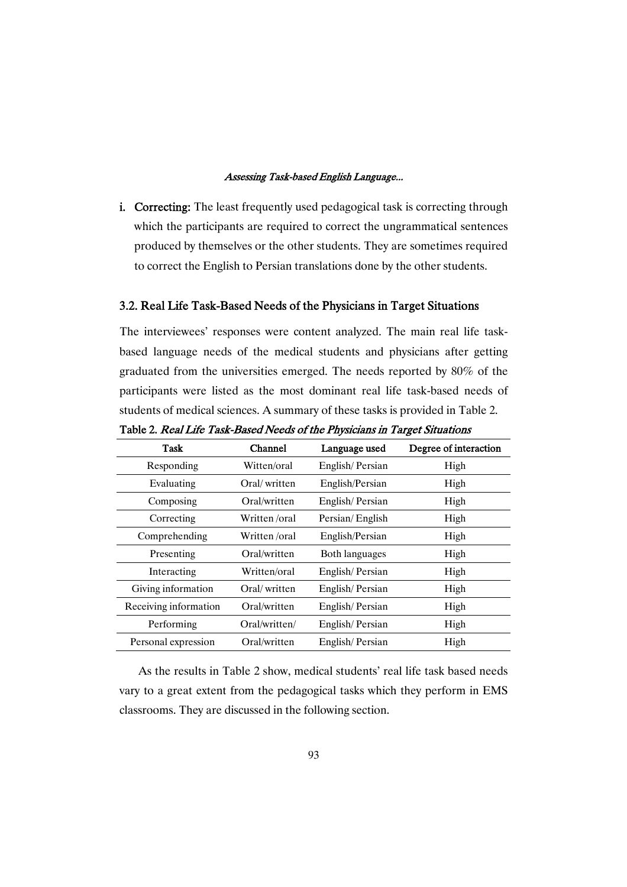i. **Correcting:** The least frequently used pedagogical task is correcting through which the participants are required to correct the ungrammatical sentences produced by themselves or the other students. They are sometimes required to correct the English to Persian translations done by the other students.

### 3.2. Real Life Task-Based Needs of the Physicians in Target Situations

The interviewees' responses were content analyzed. The main real life task-based language needs of the medical students and physicians after getting graduated from the universities emerged. The needs reported by 80% of the participants were listed as the most dominant real life task-based needs of students of medical sciences. A summary of these tasks is provided in Table 2.

**Table 2.** *Real Life Task-Based Needs of the Physicians in Target Situations*

| Task | Channel | Language used | Degree of interaction |
|---|---|---|---|
| Responding | Witten/oral | English/ Persian | High |
| Evaluating | Oral/ written | English/Persian | High |
| Composing | Oral/written | English/ Persian | High |
| Correcting | Written /oral | Persian/ English | High |
| Comprehending | Written /oral | English/Persian | High |
| Presenting | Oral/written | Both languages | High |
| Interacting | Written/oral | English/ Persian | High |
| Giving information | Oral/ written | English/ Persian | High |
| Receiving information | Oral/written | English/ Persian | High |
| Performing | Oral/written/ | English/ Persian | High |
| Personal expression | Oral/written | English/ Persian | High |

As the results in Table 2 show, medical students' real life task based needs vary to a great extent from the pedagogical tasks which they perform in EMS classrooms. They are discussed in the following section.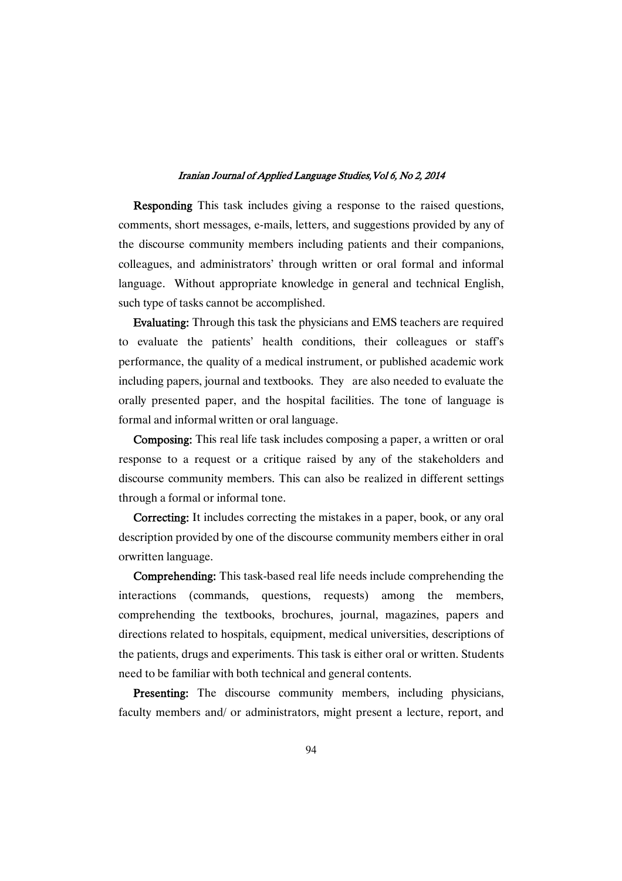**Responding** This task includes giving a response to the raised questions, comments, short messages, e-mails, letters, and suggestions provided by any of the discourse community members including patients and their companions, colleagues, and administrators' through written or oral formal and informal language. Without appropriate knowledge in general and technical English, such type of tasks cannot be accomplished.

**Evaluating:** Through this task the physicians and EMS teachers are required to evaluate the patients' health conditions, their colleagues or staff's performance, the quality of a medical instrument, or published academic work including papers, journal and textbooks. They are also needed to evaluate the orally presented paper, and the hospital facilities. The tone of language is formal and informal written or oral language.

**Composing:** This real life task includes composing a paper, a written or oral response to a request or a critique raised by any of the stakeholders and discourse community members. This can also be realized in different settings through a formal or informal tone.

**Correcting:** It includes correcting the mistakes in a paper, book, or any oral description provided by one of the discourse community members either in oral orwritten language.

**Comprehending:** This task-based real life needs include comprehending the interactions (commands, questions, requests) among the members, comprehending the textbooks, brochures, journal, magazines, papers and directions related to hospitals, equipment, medical universities, descriptions of the patients, drugs and experiments. This task is either oral or written. Students need to be familiar with both technical and general contents.

**Presenting:** The discourse community members, including physicians, faculty members and/ or administrators, might present a lecture, report, and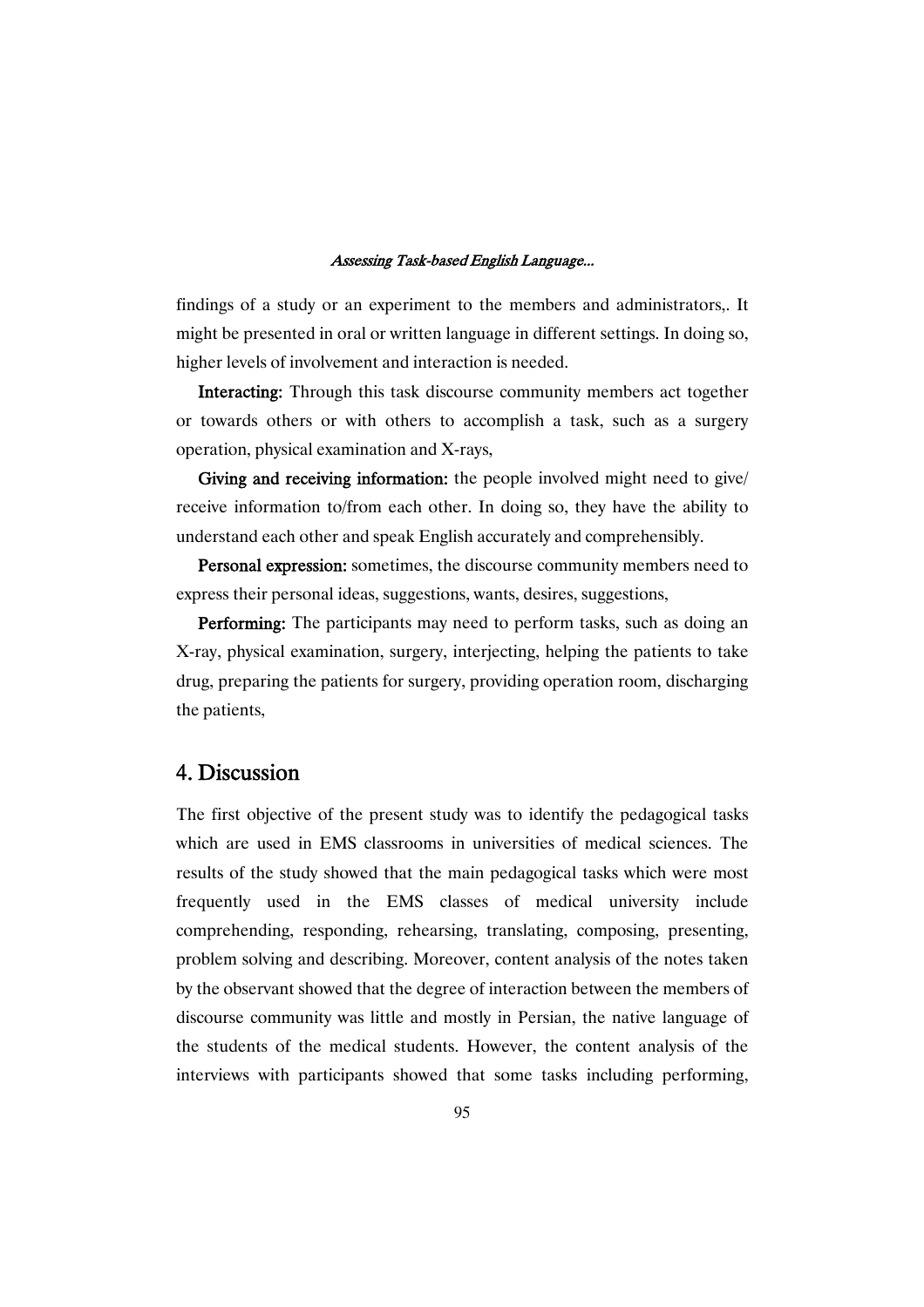findings of a study or an experiment to the members and administrators,. It might be presented in oral or written language in different settings. In doing so, higher levels of involvement and interaction is needed.

**Interacting:** Through this task discourse community members act together or towards others or with others to accomplish a task, such as a surgery operation, physical examination and X-rays,

**Giving and receiving information:** the people involved might need to give/ receive information to/from each other. In doing so, they have the ability to understand each other and speak English accurately and comprehensibly.

**Personal expression:** sometimes, the discourse community members need to express their personal ideas, suggestions, wants, desires, suggestions,

**Performing:** The participants may need to perform tasks, such as doing an X-ray, physical examination, surgery, interjecting, helping the patients to take drug, preparing the patients for surgery, providing operation room, discharging the patients,

## 4. Discussion

The first objective of the present study was to identify the pedagogical tasks which are used in EMS classrooms in universities of medical sciences. The results of the study showed that the main pedagogical tasks which were most frequently used in the EMS classes of medical university include comprehending, responding, rehearsing, translating, composing, presenting, problem solving and describing. Moreover, content analysis of the notes taken by the observant showed that the degree of interaction between the members of discourse community was little and mostly in Persian, the native language of the students of the medical students. However, the content analysis of the interviews with participants showed that some tasks including performing,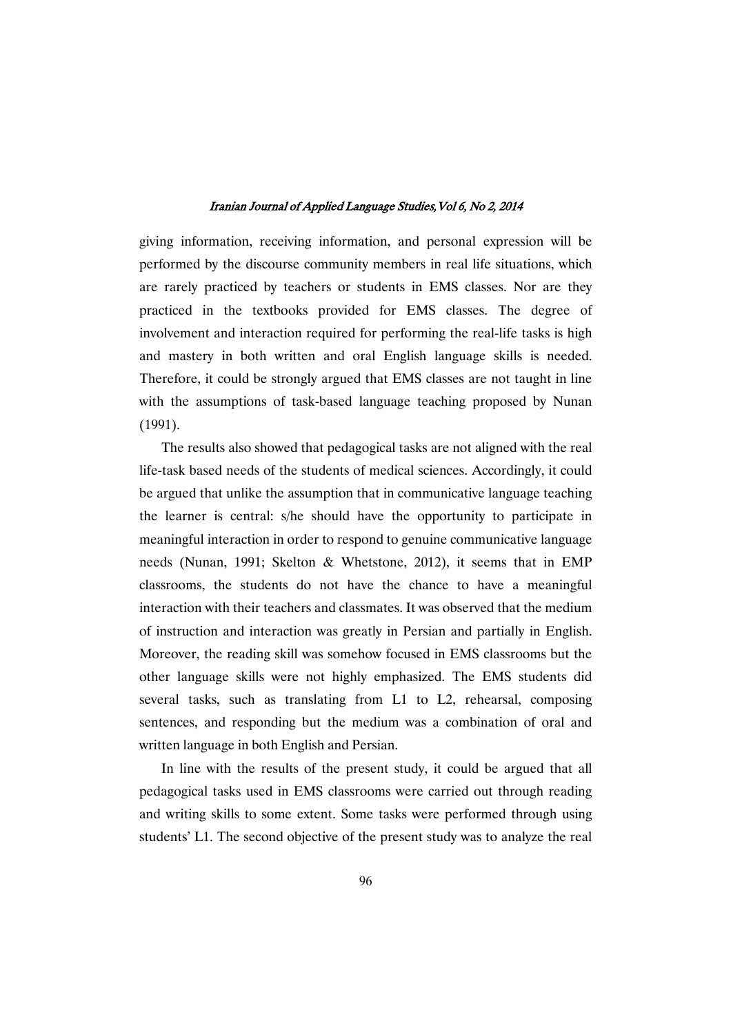giving information, receiving information, and personal expression will be performed by the discourse community members in real life situations, which are rarely practiced by teachers or students in EMS classes. Nor are they practiced in the textbooks provided for EMS classes. The degree of involvement and interaction required for performing the real-life tasks is high and mastery in both written and oral English language skills is needed. Therefore, it could be strongly argued that EMS classes are not taught in line with the assumptions of task-based language teaching proposed by Nunan (1991).

The results also showed that pedagogical tasks are not aligned with the real life-task based needs of the students of medical sciences. Accordingly, it could be argued that unlike the assumption that in communicative language teaching the learner is central: s/he should have the opportunity to participate in meaningful interaction in order to respond to genuine communicative language needs (Nunan, 1991; Skelton & Whetstone, 2012), it seems that in EMP classrooms, the students do not have the chance to have a meaningful interaction with their teachers and classmates. It was observed that the medium of instruction and interaction was greatly in Persian and partially in English. Moreover, the reading skill was somehow focused in EMS classrooms but the other language skills were not highly emphasized. The EMS students did several tasks, such as translating from L1 to L2, rehearsal, composing sentences, and responding but the medium was a combination of oral and written language in both English and Persian.

In line with the results of the present study, it could be argued that all pedagogical tasks used in EMS classrooms were carried out through reading and writing skills to some extent. Some tasks were performed through using students' L1. The second objective of the present study was to analyze the real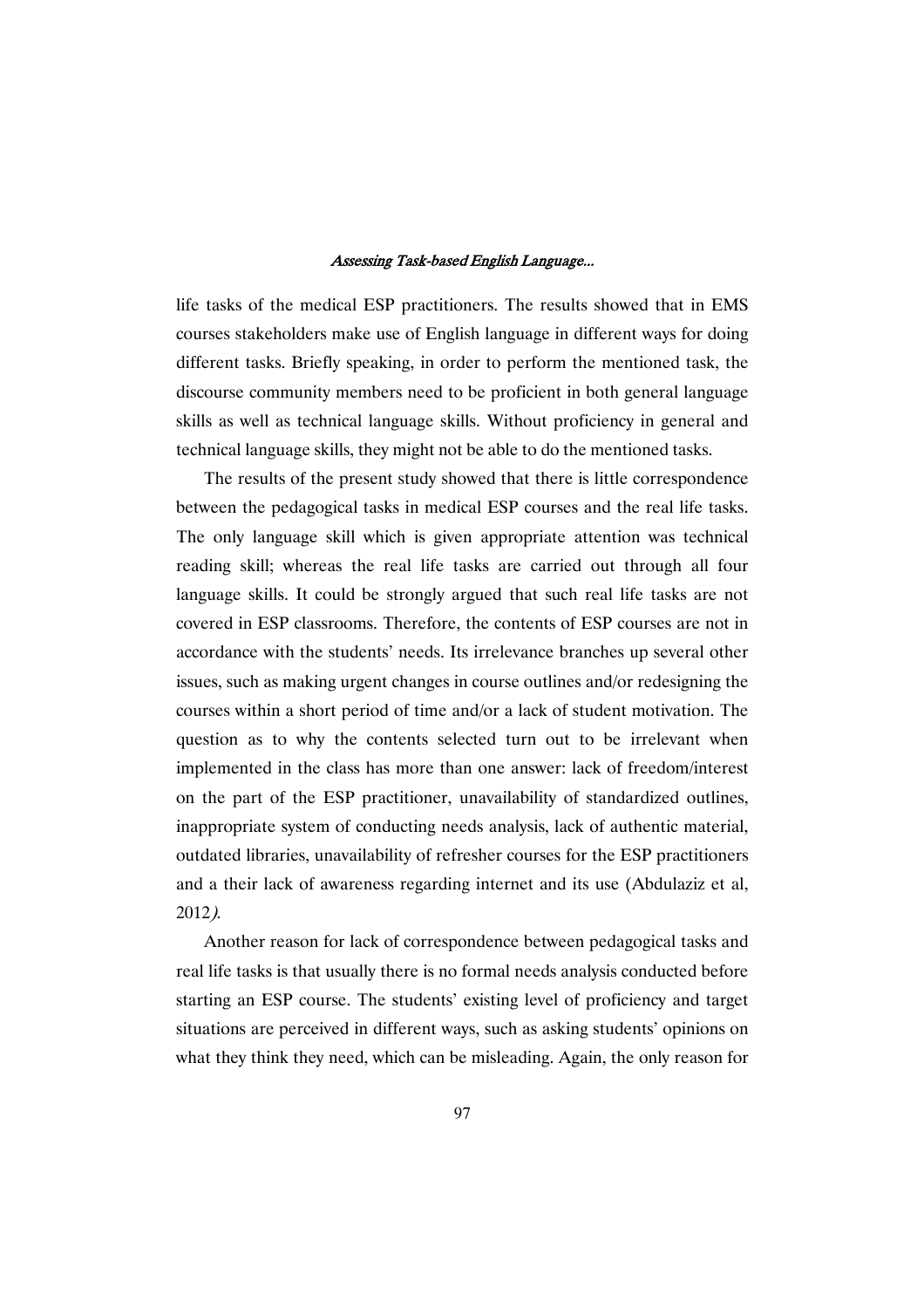life tasks of the medical ESP practitioners. The results showed that in EMS courses stakeholders make use of English language in different ways for doing different tasks. Briefly speaking, in order to perform the mentioned task, the discourse community members need to be proficient in both general language skills as well as technical language skills. Without proficiency in general and technical language skills, they might not be able to do the mentioned tasks.

The results of the present study showed that there is little correspondence between the pedagogical tasks in medical ESP courses and the real life tasks. The only language skill which is given appropriate attention was technical reading skill; whereas the real life tasks are carried out through all four language skills. It could be strongly argued that such real life tasks are not covered in ESP classrooms. Therefore, the contents of ESP courses are not in accordance with the students' needs. Its irrelevance branches up several other issues, such as making urgent changes in course outlines and/or redesigning the courses within a short period of time and/or a lack of student motivation. The question as to why the contents selected turn out to be irrelevant when implemented in the class has more than one answer: lack of freedom/interest on the part of the ESP practitioner, unavailability of standardized outlines, inappropriate system of conducting needs analysis, lack of authentic material, outdated libraries, unavailability of refresher courses for the ESP practitioners and a their lack of awareness regarding internet and its use (Abdulaziz et al, 2012*)*.

Another reason for lack of correspondence between pedagogical tasks and real life tasks is that usually there is no formal needs analysis conducted before starting an ESP course. The students' existing level of proficiency and target situations are perceived in different ways, such as asking students' opinions on what they think they need, which can be misleading. Again, the only reason for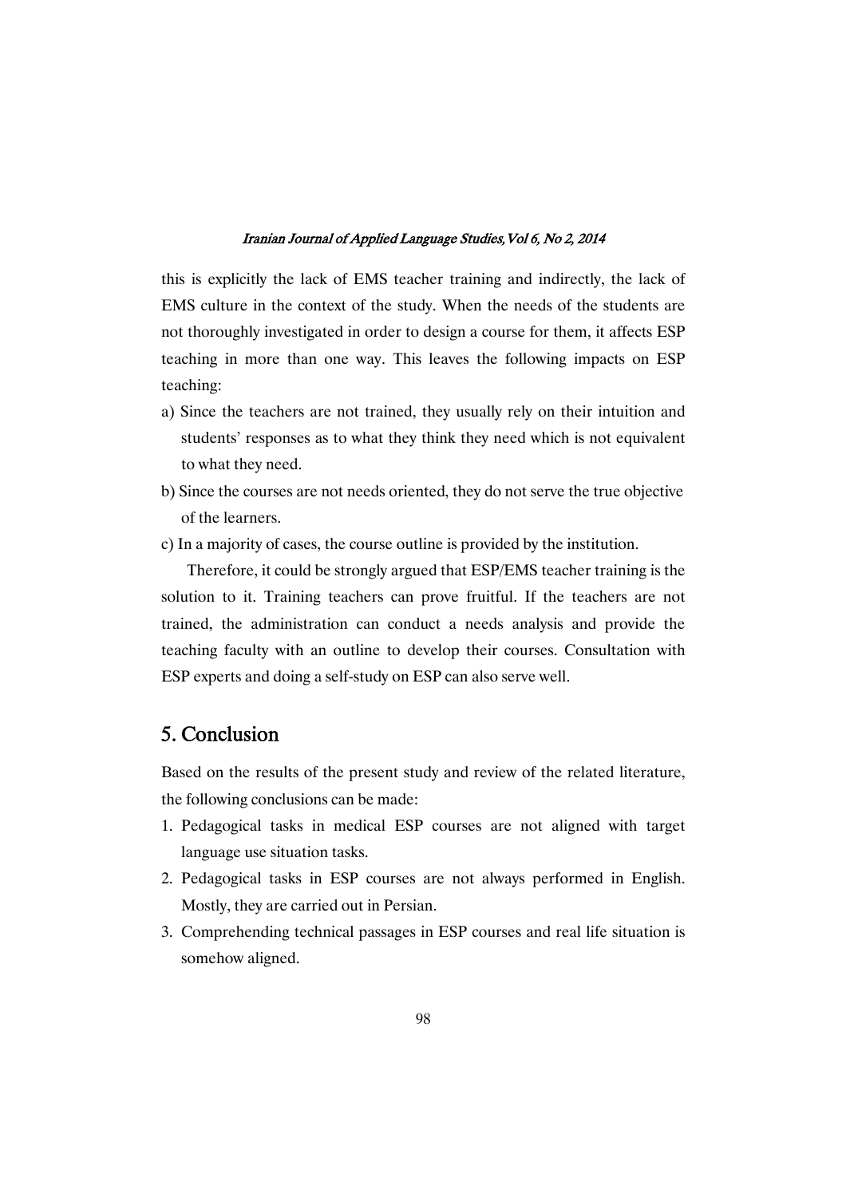this is explicitly the lack of EMS teacher training and indirectly, the lack of EMS culture in the context of the study. When the needs of the students are not thoroughly investigated in order to design a course for them, it affects ESP teaching in more than one way. This leaves the following impacts on ESP teaching:

a) Since the teachers are not trained, they usually rely on their intuition and students' responses as to what they think they need which is not equivalent to what they need.
b) Since the courses are not needs oriented, they do not serve the true objective of the learners.
c) In a majority of cases, the course outline is provided by the institution.

Therefore, it could be strongly argued that ESP/EMS teacher training is the solution to it. Training teachers can prove fruitful. If the teachers are not trained, the administration can conduct a needs analysis and provide the teaching faculty with an outline to develop their courses. Consultation with ESP experts and doing a self-study on ESP can also serve well.

## 5. Conclusion

Based on the results of the present study and review of the related literature, the following conclusions can be made:

1. Pedagogical tasks in medical ESP courses are not aligned with target language use situation tasks.
2. Pedagogical tasks in ESP courses are not always performed in English. Mostly, they are carried out in Persian.
3. Comprehending technical passages in ESP courses and real life situation is somehow aligned.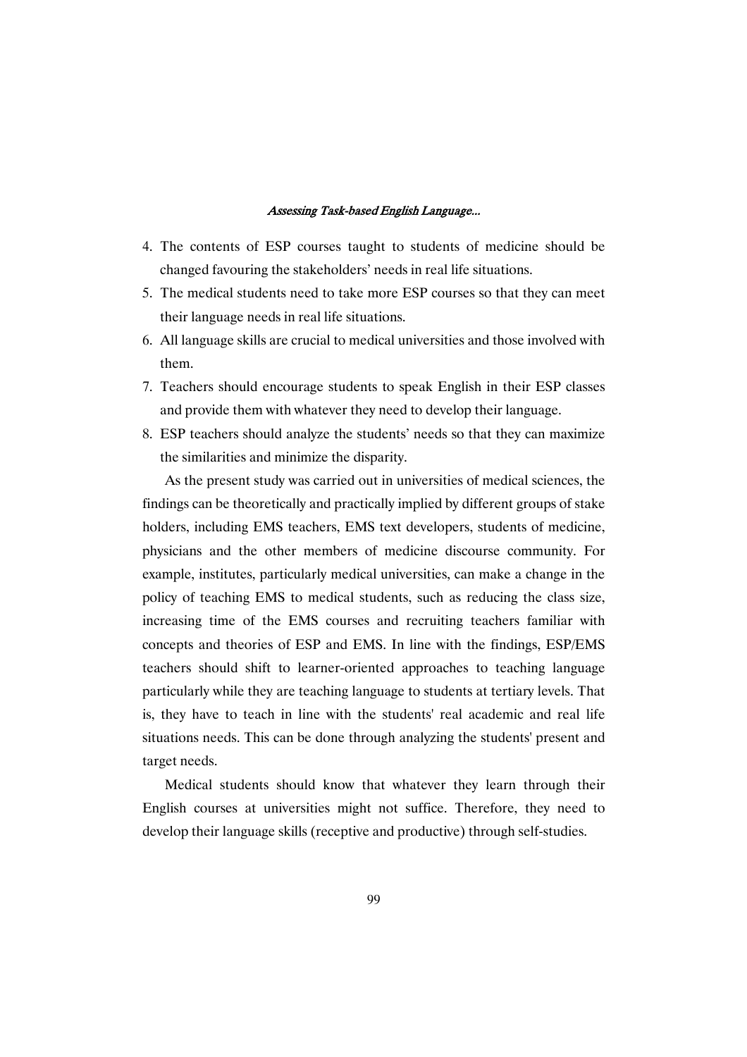4. The contents of ESP courses taught to students of medicine should be changed favouring the stakeholders' needs in real life situations.
5. The medical students need to take more ESP courses so that they can meet their language needs in real life situations.
6. All language skills are crucial to medical universities and those involved with them.
7. Teachers should encourage students to speak English in their ESP classes and provide them with whatever they need to develop their language.
8. ESP teachers should analyze the students' needs so that they can maximize the similarities and minimize the disparity.

As the present study was carried out in universities of medical sciences, the findings can be theoretically and practically implied by different groups of stake holders, including EMS teachers, EMS text developers, students of medicine, physicians and the other members of medicine discourse community. For example, institutes, particularly medical universities, can make a change in the policy of teaching EMS to medical students, such as reducing the class size, increasing time of the EMS courses and recruiting teachers familiar with concepts and theories of ESP and EMS. In line with the findings, ESP/EMS teachers should shift to learner-oriented approaches to teaching language particularly while they are teaching language to students at tertiary levels. That is, they have to teach in line with the students' real academic and real life situations needs. This can be done through analyzing the students' present and target needs.

Medical students should know that whatever they learn through their English courses at universities might not suffice. Therefore, they need to develop their language skills (receptive and productive) through self-studies.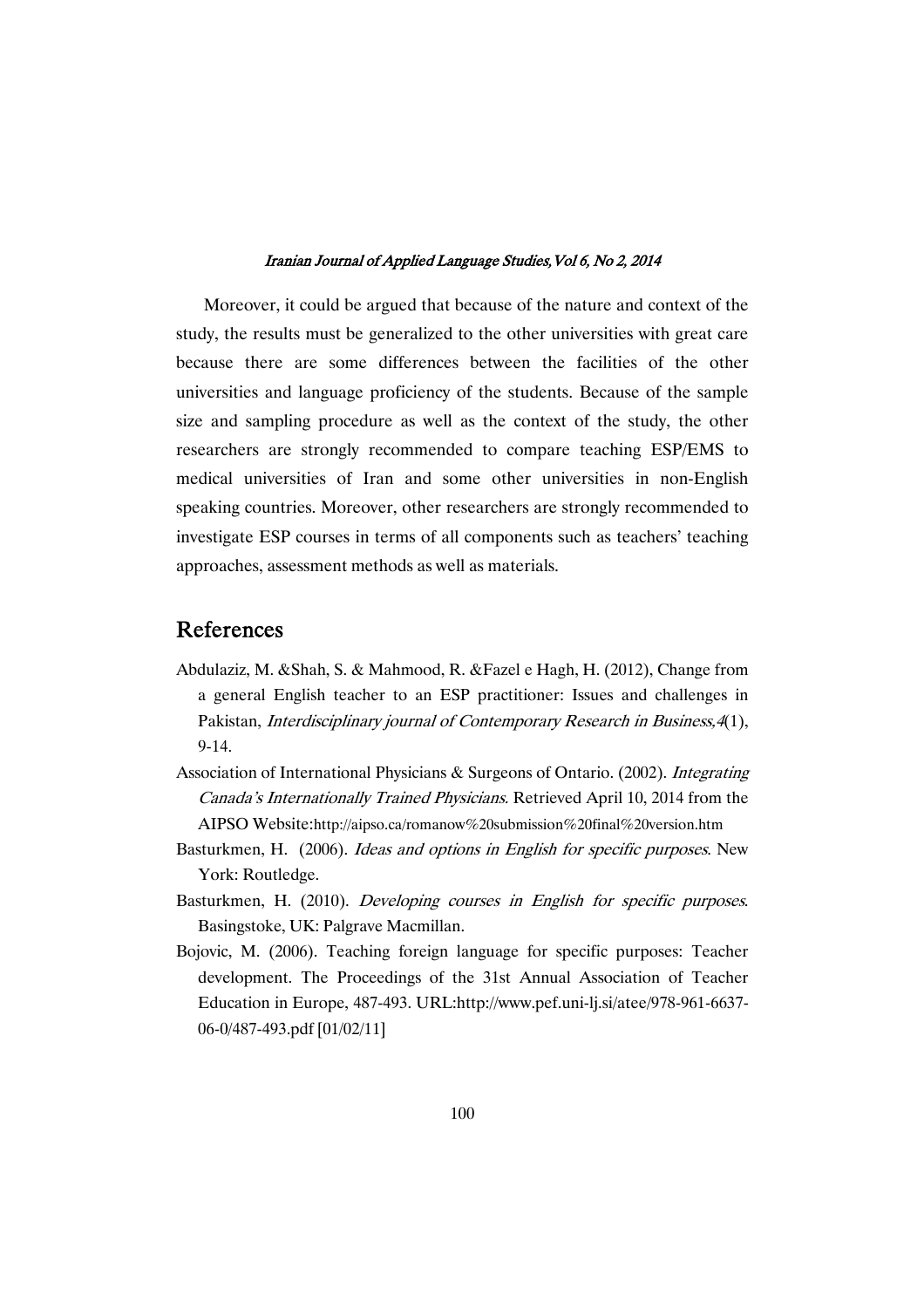Moreover, it could be argued that because of the nature and context of the study, the results must be generalized to the other universities with great care because there are some differences between the facilities of the other universities and language proficiency of the students. Because of the sample size and sampling procedure as well as the context of the study, the other researchers are strongly recommended to compare teaching ESP/EMS to medical universities of Iran and some other universities in non-English speaking countries. Moreover, other researchers are strongly recommended to investigate ESP courses in terms of all components such as teachers' teaching approaches, assessment methods as well as materials.

## References

Abdulaziz, M. &Shah, S. & Mahmood, R. &Fazel e Hagh, H. (2012), Change from a general English teacher to an ESP practitioner: Issues and challenges in Pakistan, *Interdisciplinary journal of Contemporary Research in Business,4*(1), 9-14.

Association of International Physicians & Surgeons of Ontario. (2002). *Integrating Canada's Internationally Trained Physicians.* Retrieved April 10, 2014 from the AIPSO Website:http://aipso.ca/romanow%20submission%20final%20version.htm

Basturkmen, H. (2006). *Ideas and options in English for specific purposes*. New York: Routledge.

Basturkmen, H. (2010). *Developing courses in English for specific purposes*. Basingstoke, UK: Palgrave Macmillan.

Bojovic, M. (2006). Teaching foreign language for specific purposes: Teacher development. The Proceedings of the 31st Annual Association of Teacher Education in Europe, 487-493. URL:http://www.pef.uni-lj.si/atee/978-961-6637-06-0/487-493.pdf [01/02/11]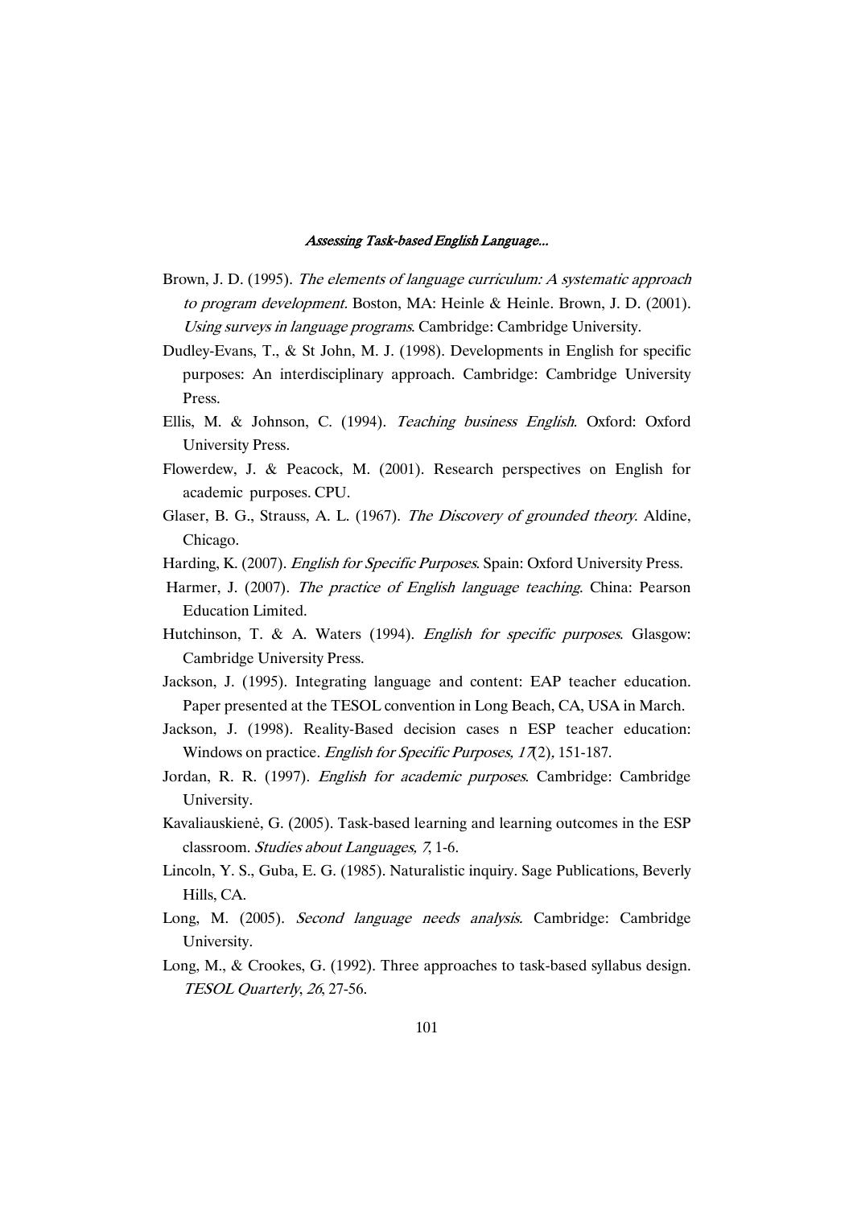Brown, J. D. (1995). *The elements of language curriculum: A systematic approach to program development.* Boston, MA: Heinle & Heinle. Brown, J. D. (2001). *Using surveys in language programs*. Cambridge: Cambridge University.

Dudley-Evans, T., & St John, M. J. (1998). Developments in English for specific purposes: An interdisciplinary approach. Cambridge: Cambridge University Press.

Ellis, M. & Johnson, C. (1994). *Teaching business English*. Oxford: Oxford University Press.

Flowerdew, J. & Peacock, M. (2001). Research perspectives on English for academic purposes. CPU.

Glaser, B. G., Strauss, A. L. (1967). *The Discovery of grounded theory.* Aldine, Chicago.

Harding, K. (2007). *English for Specific Purposes*. Spain: Oxford University Press.

Harmer, J. (2007). *The practice of English language teaching*. China: Pearson Education Limited.

Hutchinson, T. & A. Waters (1994). *English for specific purposes*. Glasgow: Cambridge University Press.

Jackson, J. (1995). Integrating language and content: EAP teacher education. Paper presented at the TESOL convention in Long Beach, CA, USA in March.

Jackson, J. (1998). Reality-Based decision cases n ESP teacher education: Windows on practice. *English for Specific Purposes, 17*(2), 151-187.

Jordan, R. R. (1997). *English for academic purposes*. Cambridge: Cambridge University.

Kavaliauskienė, G. (2005). Task-based learning and learning outcomes in the ESP classroom. *Studies about Languages, 7*, 1-6.

Lincoln, Y. S., Guba, E. G. (1985). Naturalistic inquiry. Sage Publications, Beverly Hills, CA.

Long, M. (2005). *Second language needs analysis.* Cambridge: Cambridge University.

Long, M., & Crookes, G. (1992). Three approaches to task-based syllabus design. *TESOL Quarterly*, *26*, 27-56.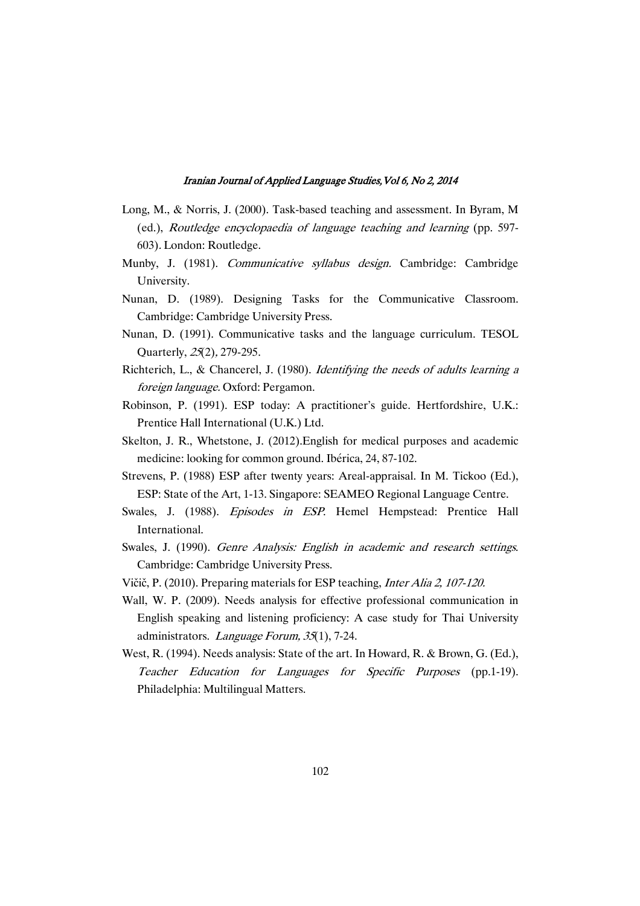Long, M., & Norris, J. (2000). Task-based teaching and assessment. In Byram, M (ed.), *Routledge encyclopaedia of language teaching and learning* (pp. 597-603). London: Routledge.

Munby, J. (1981). *Communicative syllabus design.* Cambridge: Cambridge University.

Nunan, D. (1989). Designing Tasks for the Communicative Classroom. Cambridge: Cambridge University Press.

Nunan, D. (1991). Communicative tasks and the language curriculum. TESOL Quarterly, *25*(2), 279-295.

Richterich, L., & Chancerel, J. (1980). *Identifying the needs of adults learning a foreign language.* Oxford: Pergamon.

Robinson, P. (1991). ESP today: A practitioner's guide. Hertfordshire, U.K.: Prentice Hall International (U.K.) Ltd.

Skelton, J. R., Whetstone, J. (2012).English for medical purposes and academic medicine: looking for common ground. Ibérica, 24, 87-102.

Strevens, P. (1988) ESP after twenty years: Areal-appraisal. In M. Tickoo (Ed.), ESP: State of the Art, 1-13. Singapore: SEAMEO Regional Language Centre.

Swales, J. (1988). *Episodes in ESP.* Hemel Hempstead: Prentice Hall International.

Swales, J. (1990). *Genre Analysis: English in academic and research settings.* Cambridge: Cambridge University Press.

Vičič, P. (2010). Preparing materials for ESP teaching, *Inter Alia 2, 107-120.*

Wall, W. P. (2009). Needs analysis for effective professional communication in English speaking and listening proficiency: A case study for Thai University administrators. *Language Forum, 35*(1), 7-24.

West, R. (1994). Needs analysis: State of the art. In Howard, R. & Brown, G. (Ed.), *Teacher Education for Languages for Specific Purposes* (pp.1-19). Philadelphia: Multilingual Matters.